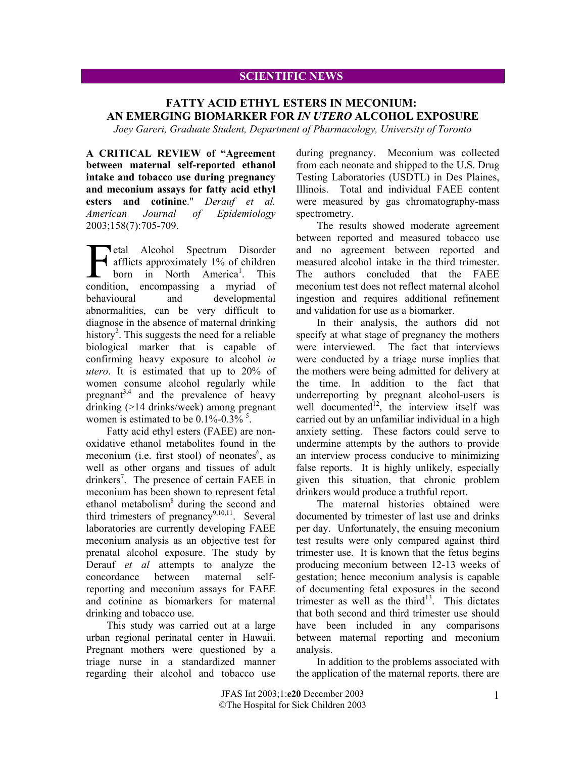**SCIENTIFIC NEWS**

# FATTY ACID ETHYL ESTERS IN MECONIUM: AN EMERGING BIOMARKER FOR *IN UTERO* ALCOHOL EXPOSURE

*Joey Gareri, Graduate Student, Department of Pharmacology, University of Toronto*

**A CRITICAL REVIEW of "Agreement between maternal self-reported ethanol intake and tobacco use during pregnancy and meconium assays for fatty acid ethyl esters and cotinine**." *Derauf et al. American Journal of Epidemiology* 2003;158(7):705-709.

Fetal Alcohol Spectrum Disorder afflicts approximately 1% of children born in North America[1]. This condition, encompassing a myriad of behavioural and developmental abnormalities, can be very difficult to diagnose in the absence of maternal drinking history[2]. This suggests the need for a reliable biological marker that is capable of confirming heavy exposure to alcohol *in utero*. It is estimated that up to 20% of women consume alcohol regularly while pregnant[3,4] and the prevalence of heavy drinking (>14 drinks/week) among pregnant women is estimated to be 0.1%-0.3% [5].

Fatty acid ethyl esters (FAEE) are non-oxidative ethanol metabolites found in the meconium (i.e. first stool) of neonates[6], as well as other organs and tissues of adult drinkers[7]. The presence of certain FAEE in meconium has been shown to represent fetal ethanol metabolism[8] during the second and third trimesters of pregnancy[9,10,11]. Several laboratories are currently developing FAEE meconium analysis as an objective test for prenatal alcohol exposure. The study by Derauf *et al* attempts to analyze the concordance between maternal self-reporting and meconium assays for FAEE and cotinine as biomarkers for maternal drinking and tobacco use.

This study was carried out at a large urban regional perinatal center in Hawaii. Pregnant mothers were questioned by a triage nurse in a standardized manner regarding their alcohol and tobacco use during pregnancy. Meconium was collected from each neonate and shipped to the U.S. Drug Testing Laboratories (USDTL) in Des Plaines, Illinois. Total and individual FAEE content were measured by gas chromatography-mass spectrometry.

The results showed moderate agreement between reported and measured tobacco use and no agreement between reported and measured alcohol intake in the third trimester. The authors concluded that the FAEE meconium test does not reflect maternal alcohol ingestion and requires additional refinement and validation for use as a biomarker.

In their analysis, the authors did not specify at what stage of pregnancy the mothers were interviewed. The fact that interviews were conducted by a triage nurse implies that the mothers were being admitted for delivery at the time. In addition to the fact that underreporting by pregnant alcohol-users is well documented[12], the interview itself was carried out by an unfamiliar individual in a high anxiety setting. These factors could serve to undermine attempts by the authors to provide an interview process conducive to minimizing false reports. It is highly unlikely, especially given this situation, that chronic problem drinkers would produce a truthful report.

The maternal histories obtained were documented by trimester of last use and drinks per day. Unfortunately, the ensuing meconium test results were only compared against third trimester use. It is known that the fetus begins producing meconium between 12-13 weeks of gestation; hence meconium analysis is capable of documenting fetal exposures in the second trimester as well as the third[13]. This dictates that both second and third trimester use should have been included in any comparisons between maternal reporting and meconium analysis.

In addition to the problems associated with the application of the maternal reports, there are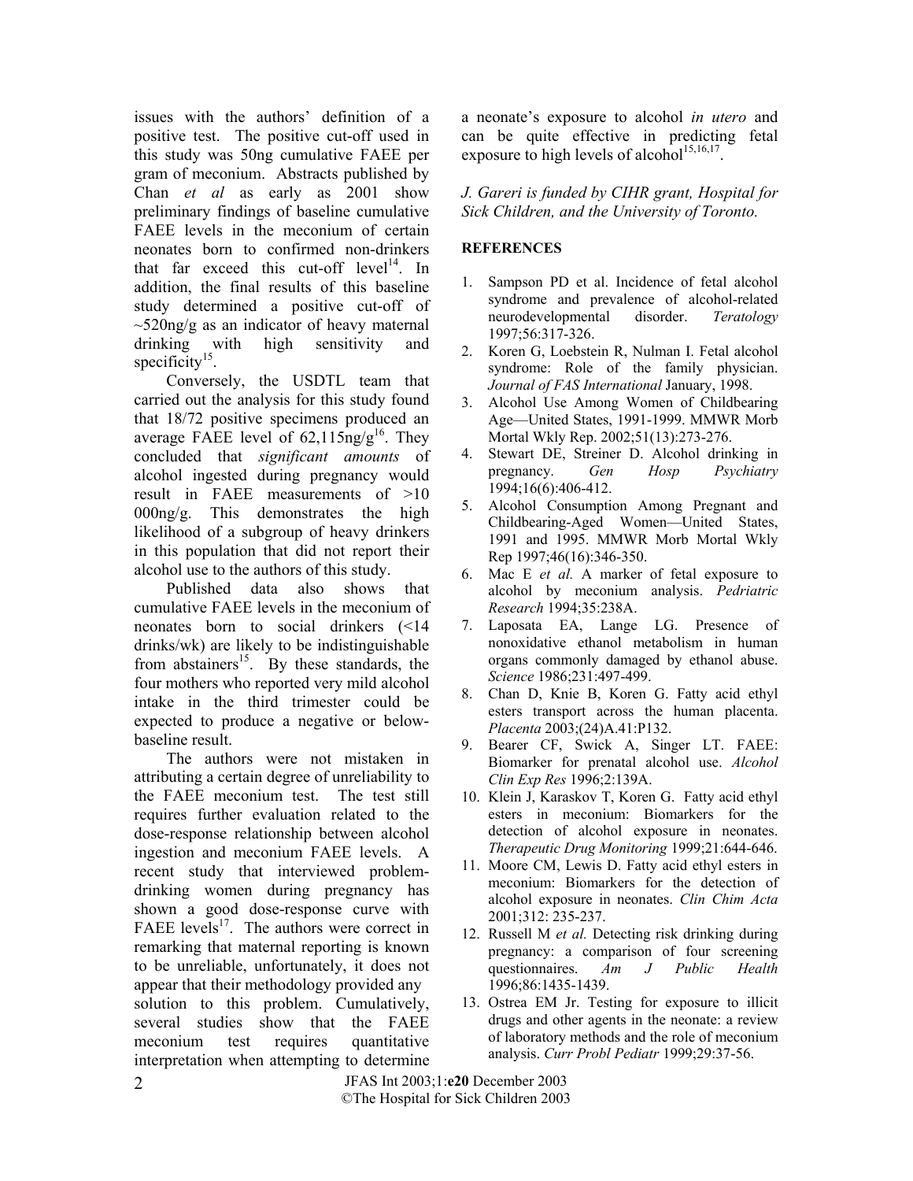issues with the authors' definition of a positive test. The positive cut-off used in this study was 50ng cumulative FAEE per gram of meconium. Abstracts published by Chan *et al* as early as 2001 show preliminary findings of baseline cumulative FAEE levels in the meconium of certain neonates born to confirmed non-drinkers that far exceed this cut-off level[14]. In addition, the final results of this baseline study determined a positive cut-off of ~520ng/g as an indicator of heavy maternal drinking with high sensitivity and specificity[15].

Conversely, the USDTL team that carried out the analysis for this study found that 18/72 positive specimens produced an average FAEE level of 62,115ng/g[16]. They concluded that *significant amounts* of alcohol ingested during pregnancy would result in FAEE measurements of >10 000ng/g. This demonstrates the high likelihood of a subgroup of heavy drinkers in this population that did not report their alcohol use to the authors of this study.

Published data also shows that cumulative FAEE levels in the meconium of neonates born to social drinkers (<14 drinks/wk) are likely to be indistinguishable from abstainers[15]. By these standards, the four mothers who reported very mild alcohol intake in the third trimester could be expected to produce a negative or below-baseline result.

The authors were not mistaken in attributing a certain degree of unreliability to the FAEE meconium test. The test still requires further evaluation related to the dose-response relationship between alcohol ingestion and meconium FAEE levels. A recent study that interviewed problem-drinking women during pregnancy has shown a good dose-response curve with FAEE levels[17]. The authors were correct in remarking that maternal reporting is known to be unreliable, unfortunately, it does not appear that their methodology provided any solution to this problem. Cumulatively, several studies show that the FAEE meconium test requires quantitative interpretation when attempting to determine a neonate's exposure to alcohol *in utero* and can be quite effective in predicting fetal exposure to high levels of alcohol[15,16,17].

*J. Gareri is funded by CIHR grant, Hospital for Sick Children, and the University of Toronto.*

**REFERENCES**

1. Sampson PD et al. Incidence of fetal alcohol syndrome and prevalence of alcohol-related neurodevelopmental disorder. *Teratology* 1997;56:317-326.
2. Koren G, Loebstein R, Nulman I. Fetal alcohol syndrome: Role of the family physician. *Journal of FAS International* January, 1998.
3. Alcohol Use Among Women of Childbearing Age—United States, 1991-1999. MMWR Morb Mortal Wkly Rep. 2002;51(13):273-276.
4. Stewart DE, Streiner D. Alcohol drinking in pregnancy. *Gen Hosp Psychiatry* 1994;16(6):406-412.
5. Alcohol Consumption Among Pregnant and Childbearing-Aged Women—United States, 1991 and 1995. MMWR Morb Mortal Wkly Rep 1997;46(16):346-350.
6. Mac E *et al.* A marker of fetal exposure to alcohol by meconium analysis. *Pedriatric Research* 1994;35:238A.
7. Laposata EA, Lange LG. Presence of nonoxidative ethanol metabolism in human organs commonly damaged by ethanol abuse. *Science* 1986;231:497-499.
8. Chan D, Knie B, Koren G. Fatty acid ethyl esters transport across the human placenta. *Placenta* 2003;(24)A.41:P132.
9. Bearer CF, Swick A, Singer LT. FAEE: Biomarker for prenatal alcohol use. *Alcohol Clin Exp Res* 1996;2:139A.
10. Klein J, Karaskov T, Koren G. Fatty acid ethyl esters in meconium: Biomarkers for the detection of alcohol exposure in neonates. *Therapeutic Drug Monitoring* 1999;21:644-646.
11. Moore CM, Lewis D. Fatty acid ethyl esters in meconium: Biomarkers for the detection of alcohol exposure in neonates. *Clin Chim Acta* 2001;312: 235-237.
12. Russell M *et al.* Detecting risk drinking during pregnancy: a comparison of four screening questionnaires. *Am J Public Health* 1996;86:1435-1439.
13. Ostrea EM Jr. Testing for exposure to illicit drugs and other agents in the neonate: a review of laboratory methods and the role of meconium analysis. *Curr Probl Pediatr* 1999;29:37-56.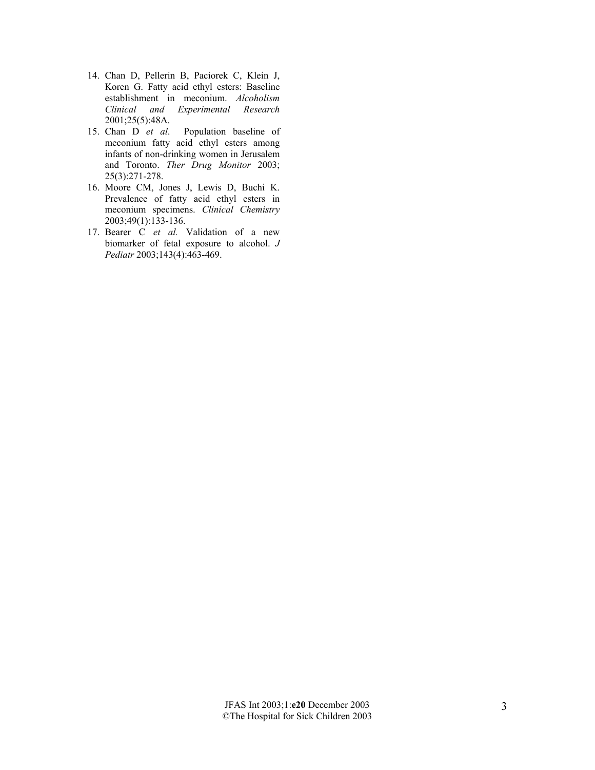14. Chan D, Pellerin B, Paciorek C, Klein J, Koren G. Fatty acid ethyl esters: Baseline establishment in meconium. *Alcoholism Clinical and Experimental Research* 2001;25(5):48A.
15. Chan D *et al*. Population baseline of meconium fatty acid ethyl esters among infants of non-drinking women in Jerusalem and Toronto. *Ther Drug Monitor* 2003; 25(3):271-278.
16. Moore CM, Jones J, Lewis D, Buchi K. Prevalence of fatty acid ethyl esters in meconium specimens. *Clinical Chemistry* 2003;49(1):133-136.
17. Bearer C *et al.* Validation of a new biomarker of fetal exposure to alcohol. *J Pediatr* 2003;143(4):463-469.